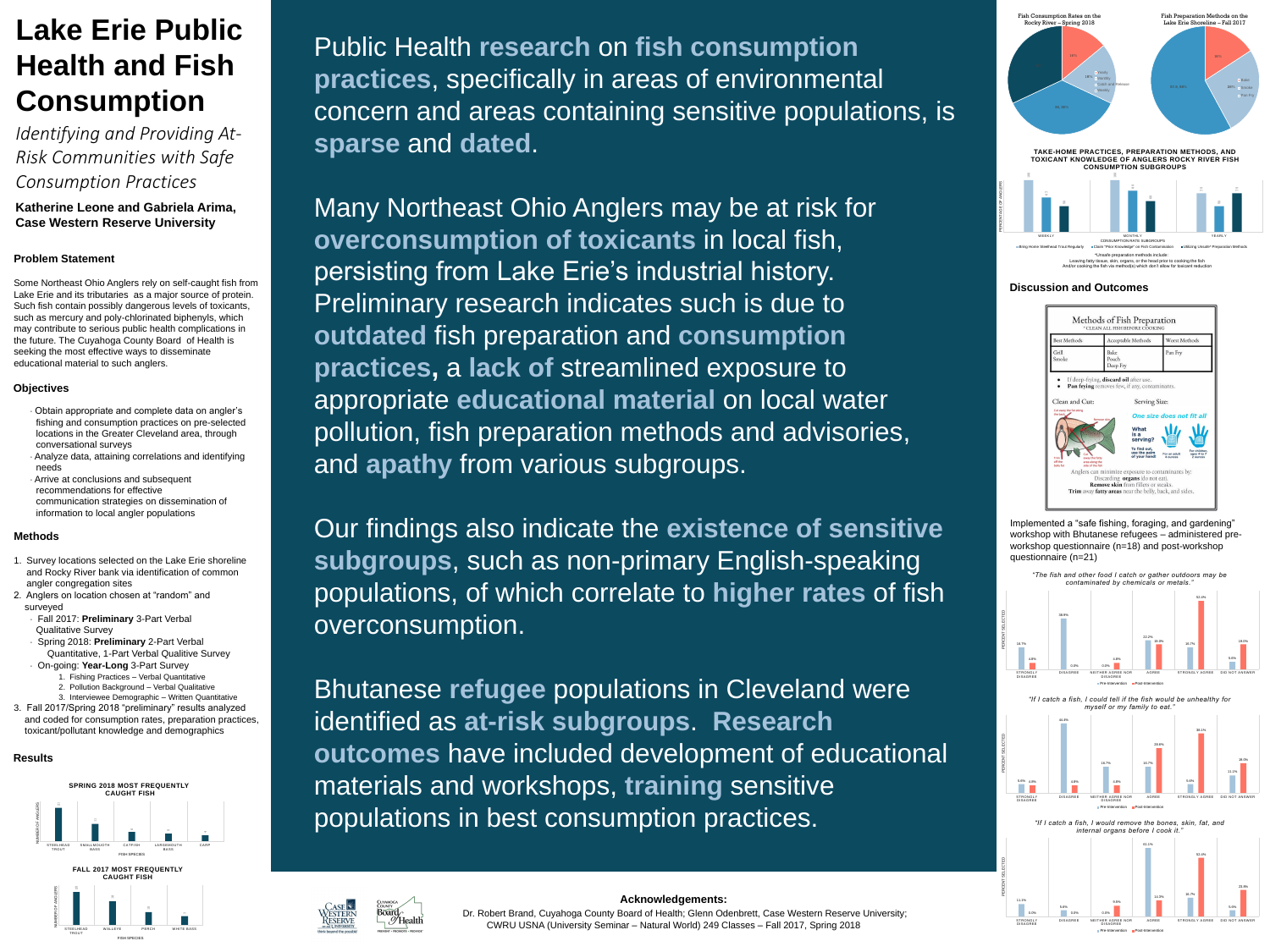# Lake Erie Public Health and Fish Consumption

*Identifying and Providing At-Risk Communities with Safe Consumption Practices*

**Katherine Leone and Gabriela Arima, Case Western Reserve University**

### Problem Statement

Some Northeast Ohio Anglers rely on self-caught fish from Lake Erie and its tributaries as a major source of protein. Such fish contain possibly dangerous levels of toxicants, such as mercury and poly-chlorinated biphenyls, which may contribute to serious public health complications in the future. The Cuyahoga County Board of Health is seeking the most effective ways to disseminate educational material to such anglers.

### Objectives

- Obtain appropriate and complete data on angler's fishing and consumption practices on pre-selected locations in the Greater Cleveland area, through conversational surveys
- Analyze data, attaining correlations and identifying needs
- Arrive at conclusions and subsequent recommendations for effective communication strategies on dissemination of information to local angler populations

### Methods

1. Survey locations selected on the Lake Erie shoreline and Rocky River bank via identification of common angler congregation sites
2. Anglers on location chosen at "random" and surveyed
   - Fall 2017: **Preliminary** 3-Part Verbal Qualitative Survey
   - Spring 2018: **Preliminary** 2-Part Verbal Quantitative, 1-Part Verbal Qualitive Survey
   - On-going: **Year-Long** 3-Part Survey
     1. Fishing Practices – Verbal Quantitative
     2. Pollution Background – Verbal Qualitative
     3. Interviewee Demographic – Written Quantitative
3. Fall 2017/Spring 2018 "preliminary" results analyzed and coded for consumption rates, preparation practices, toxicant/pollutant knowledge and demographics

### Results

**SPRING 2018 MOST FREQUENTLY CAUGHT FISH**

Steelhead Trout, Smallmouth Bass, Catfish, Largemouth Bass, Carp

**FALL 2017 MOST FREQUENTLY CAUGHT FISH**

Steelhead Trout, Walleye, Perch, White Bass

Public Health **research** on **fish consumption practices**, specifically in areas of environmental concern and areas containing sensitive populations, is **sparse** and **dated**.

Many Northeast Ohio Anglers may be at risk for **overconsumption of toxicants** in local fish, persisting from Lake Erie's industrial history. Preliminary research indicates such is due to **outdated** fish preparation and **consumption practices**, a **lack of** streamlined exposure to appropriate **educational material** on local water pollution, fish preparation methods and advisories, and **apathy** from various subgroups.

Our findings also indicate the **existence of sensitive subgroups**, such as non-primary English-speaking populations, of which correlate to **higher rates** of fish overconsumption.

Bhutanese **refugee** populations in Cleveland were identified as **at-risk subgroups**. **Research outcomes** have included development of educational materials and workshops, **training** sensitive populations in best consumption practices.

Fish Consumption Rates on the Rocky River – Spring 2018

Fish Preparation Methods on the Lake Erie Shoreline – Fall 2017

**TAKE-HOME PRACTICES, PREPARATION METHODS, AND TOXICANT KNOWLEDGE OF ANGLERS ROCKY RIVER FISH CONSUMPTION SUBGROUPS**

*Unsafe preparation methods include: Leaving fatty tissue, skin, organs, or the head prior to cooking the fish And/or cooking the fish via method(s) which don't allow for toxicant reduction

### Discussion and Outcomes

**Methods of Fish Preparation**
*CLEAN ALL FISH BEFORE COOKING

| Best Methods | Acceptable Methods | Worst Methods |
|---|---|---|
| Grill<br>Smoke | Bake<br>Poach<br>Deep Fry | Pan Fry |

- If deep-frying, **discard oil** after use.
- **Pan frying** removes few, if any, contaminants.

Clean and Cut: Anglers can minimize exposure to contaminants by: Discarding **organs** (do not eat). **Remove skin** from fillets or steaks. **Trim** away **fatty areas** near the belly, back, and sides.

Serving Size: One size does not fit all. What is a serving? To find out, use the palm of your hand!

Implemented a "safe fishing, foraging, and gardening" workshop with Bhutanese refugees – administered pre-workshop questionnaire (n=18) and post-workshop questionnaire (n=21)

*"The fish and other food I catch or gather outdoors may be contaminated by chemicals or metals."*

*"If I catch a fish, I could tell if the fish would be unhealthy for myself or my family to eat."*

*"If I catch a fish, I would remove the bones, skin, fat, and internal organs before I cook it."*

**Acknowledgements:**
Dr. Robert Brand, Cuyahoga County Board of Health; Glenn Odenbrett, Case Western Reserve University; CWRU USNA (University Seminar – Natural World) 249 Classes – Fall 2017, Spring 2018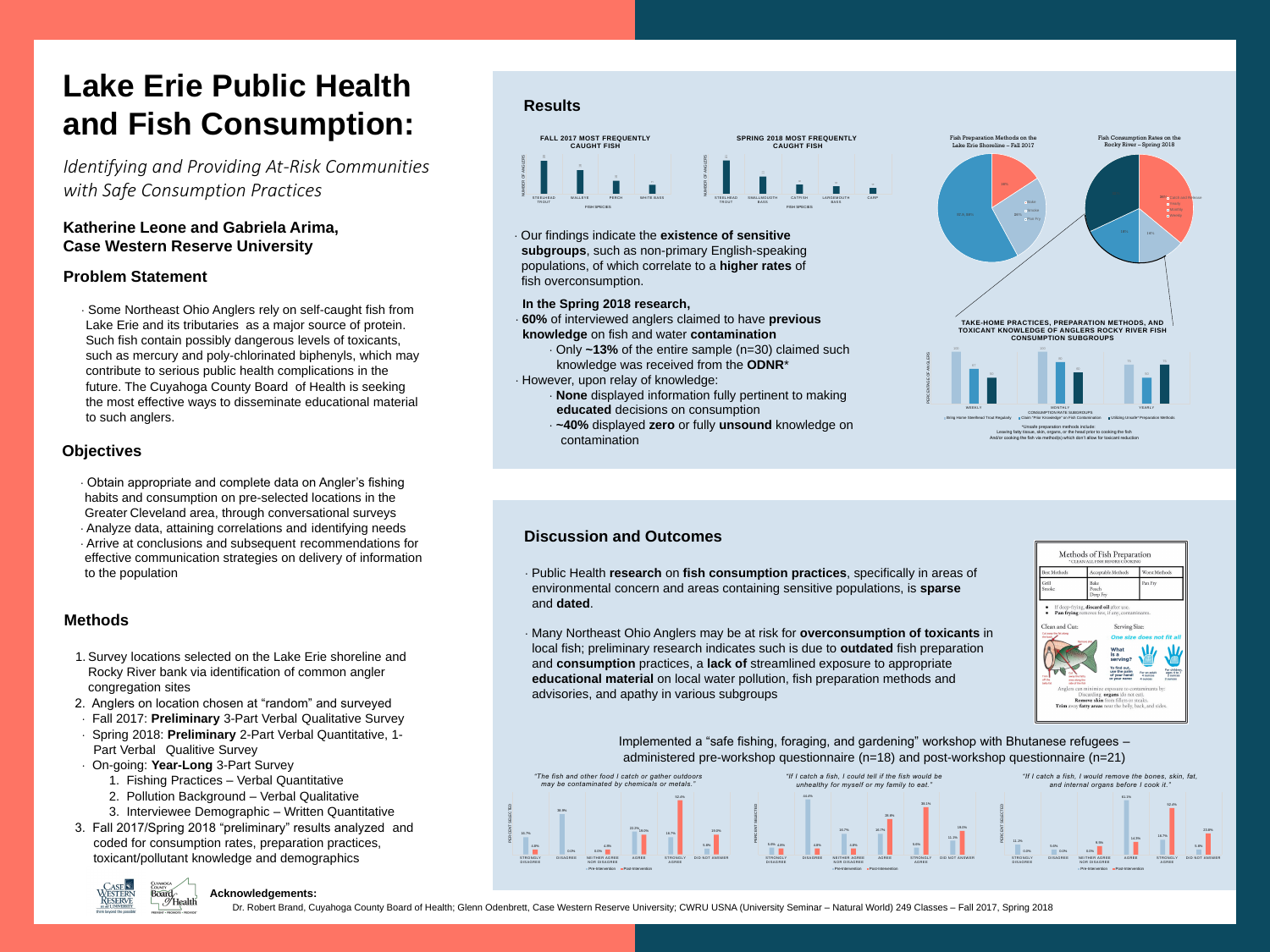# Lake Erie Public Health and Fish Consumption:

*Identifying and Providing At-Risk Communities with Safe Consumption Practices*

**Katherine Leone and Gabriela Arima, Case Western Reserve University**

## Problem Statement

· Some Northeast Ohio Anglers rely on self-caught fish from Lake Erie and its tributaries as a major source of protein. Such fish contain possibly dangerous levels of toxicants, such as mercury and poly-chlorinated biphenyls, which may contribute to serious public health complications in the future. The Cuyahoga County Board of Health is seeking the most effective ways to disseminate educational material to such anglers.

## Objectives

· Obtain appropriate and complete data on Angler's fishing habits and consumption on pre-selected locations in the Greater Cleveland area, through conversational surveys
· Analyze data, attaining correlations and identifying needs
· Arrive at conclusions and subsequent recommendations for effective communication strategies on delivery of information to the population

## Methods

1. Survey locations selected on the Lake Erie shoreline and Rocky River bank via identification of common angler congregation sites
2. Anglers on location chosen at "random" and surveyed
   - Fall 2017: **Preliminary** 3-Part Verbal Qualitative Survey
   - Spring 2018: **Preliminary** 2-Part Verbal Quantitative, 1-Part Verbal Qualitive Survey
   - On-going: **Year-Long** 3-Part Survey
     1. Fishing Practices – Verbal Quantitative
     2. Pollution Background – Verbal Qualitative
     3. Interviewee Demographic – Written Quantitative
3. Fall 2017/Spring 2018 "preliminary" results analyzed and coded for consumption rates, preparation practices, toxicant/pollutant knowledge and demographics

## Results

FALL 2017 MOST FREQUENTLY CAUGHT FISH
NUMBER OF ANGLERS
STEELHEAD TROUT · WALLEYE · PERCH · WHITE BASS
FISH SPECIES

SPRING 2018 MOST FREQUENTLY CAUGHT FISH
NUMBER OF ANGLERS
STEELHEAD TROUT · SMALLMOUTH BASS · CATFISH · LARGEMOUTH BASS · CARP
FISH SPECIES

Fish Preparation Methods on the Lake Erie Shoreline – Fall 2017

Fish Consumption Rates on the Rocky River – Spring 2018

· Our findings indicate the **existence of sensitive subgroups**, such as non-primary English-speaking populations, of which correlate to a **higher rates** of fish overconsumption.

**In the Spring 2018 research,**
· **60%** of interviewed anglers claimed to have **previous knowledge** on fish and water **contamination**
   · Only **~13%** of the entire sample (n=30) claimed such knowledge was received from the **ODNR***
· However, upon relay of knowledge:
   · **None** displayed information fully pertinent to making **educated** decisions on consumption
   · **~40%** displayed **zero** or fully **unsound** knowledge on contamination

TAKE-HOME PRACTICES, PREPARATION METHODS, AND TOXICANT KNOWLEDGE OF ANGLERS ROCKY RIVER FISH CONSUMPTION SUBGROUPS
PERCENTAGE OF ANGLERS
WEEKLY · MONTHLY · YEARLY
CONSUMPTION RATE SUBGROUPS
Bring Home Steelhead Trout Regularly · Claim "Prior Knowledge" on Fish Contamination · Utilizing Unsafe* Preparation Methods

*Unsafe preparation methods include: Leaving fatty tissue, skin, organs, or the head prior to cooking the fish And/or cooking the fish via method(s) which don't allow for toxicant reduction

## Discussion and Outcomes

· Public Health **research** on **fish consumption practices**, specifically in areas of environmental concern and areas containing sensitive populations, is **sparse** and **dated**.

· Many Northeast Ohio Anglers may be at risk for **overconsumption of toxicants** in local fish; preliminary research indicates such is due to **outdated** fish preparation and **consumption** practices, a **lack of** streamlined exposure to appropriate **educational material** on local water pollution, fish preparation methods and advisories, and apathy in various subgroups

Methods of Fish Preparation
*CLEAN ALL FISH BEFORE COOKING

| Best Methods | Acceptable Methods | Worst Methods |
|---|---|---|
| Grill<br>Smoke | Bake<br>Poach<br>Deep Fry | Pan Fry |

- If deep-frying, **discard oil** after use.
- **Pan frying** removes few, if any, contaminants.

Clean and Cut:

Serving Size: One size does not fit all

What is a serving?

Anglers can minimize exposure to contaminants by: Discarding **organs** (do not eat). **Remove skin** from fillets or steaks. **Trim** away **fatty areas** near the belly, back, and sides.

Implemented a "safe fishing, foraging, and gardening" workshop with Bhutanese refugees – administered pre-workshop questionnaire (n=18) and post-workshop questionnaire (n=21)

*"The fish and other food I catch or gather outdoors may be contaminated by chemicals or metals."*
PERCENT SELECTED
STRONGLY DISAGREE · DISAGREE · NEITHER AGREE NOR DISAGREE · AGREE · STRONGLY AGREE · DID NOT ANSWER
Pre-Intervention · Post-Intervention

*"If I catch a fish, I could tell if the fish would be unhealthy for myself or my family to eat."*
PERCENT SELECTED
STRONGLY DISAGREE · DISAGREE · NEITHER AGREE NOR DISAGREE · AGREE · STRONGLY AGREE · DID NOT ANSWER
Pre-Intervention · Post-Intervention

*"If I catch a fish, I would remove the bones, skin, fat, and internal organs before I cook it."*
PERCENT SELECTED
STRONGLY DISAGREE · DISAGREE · NEITHER AGREE NOR DISAGREE · AGREE · STRONGLY AGREE · DID NOT ANSWER
Pre-Intervention · Post-Intervention

**Acknowledgements:**
Dr. Robert Brand, Cuyahoga County Board of Health; Glenn Odenbrett, Case Western Reserve University; CWRU USNA (University Seminar – Natural World) 249 Classes – Fall 2017, Spring 2018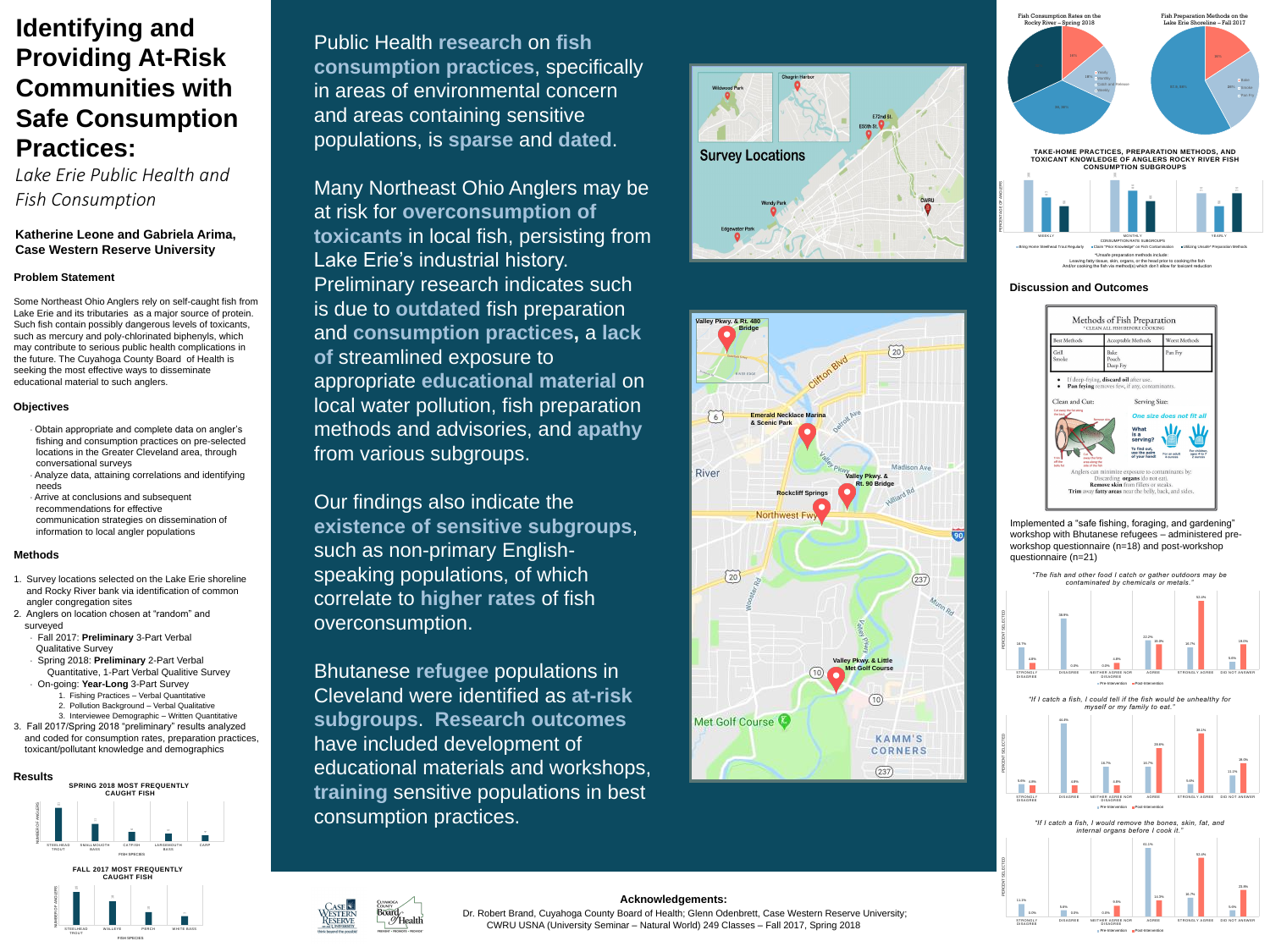# Identifying and Providing At-Risk Communities with Safe Consumption Practices:

*Lake Erie Public Health and Fish Consumption*

**Katherine Leone and Gabriela Arima, Case Western Reserve University**

## Problem Statement

Some Northeast Ohio Anglers rely on self-caught fish from Lake Erie and its tributaries as a major source of protein. Such fish contain possibly dangerous levels of toxicants, such as mercury and poly-chlorinated biphenyls, which may contribute to serious public health complications in the future. The Cuyahoga County Board of Health is seeking the most effective ways to disseminate educational material to such anglers.

## Objectives

- Obtain appropriate and complete data on angler's fishing and consumption practices on pre-selected locations in the Greater Cleveland area, through conversational surveys
- Analyze data, attaining correlations and identifying needs
- Arrive at conclusions and subsequent recommendations for effective communication strategies on dissemination of information to local angler populations

## Methods

1. Survey locations selected on the Lake Erie shoreline and Rocky River bank via identification of common angler congregation sites
2. Anglers on location chosen at "random" and surveyed
   - Fall 2017: **Preliminary** 3-Part Verbal Qualitative Survey
   - Spring 2018: **Preliminary** 2-Part Verbal Quantitative, 1-Part Verbal Qualitive Survey
   - On-going: **Year-Long** 3-Part Survey
     1. Fishing Practices – Verbal Quantitative
     2. Pollution Background – Verbal Qualitative
     3. Interviewee Demographic – Written Quantitative
3. Fall 2017/Spring 2018 "preliminary" results analyzed and coded for consumption rates, preparation practices, toxicant/pollutant knowledge and demographics

## Results

SPRING 2018 MOST FREQUENTLY CAUGHT FISH

NUMBER OF ANGLERS

STEELHEAD TROUT, SMALLMOUTH BASS, CATFISH, LARGEMOUTH BASS, CARP

FISH SPECIES

FALL 2017 MOST FREQUENTLY CAUGHT FISH

NUMBER OF ANGLERS

STEELHEAD TROUT, WALLEYE, PERCH, WHITE BASS

FISH SPECIES

---

Public Health **research** on **fish consumption practices**, specifically in areas of environmental concern and areas containing sensitive populations, is **sparse** and **dated**.

Many Northeast Ohio Anglers may be at risk for **overconsumption of toxicants** in local fish, persisting from Lake Erie's industrial history. Preliminary research indicates such is due to **outdated** fish preparation and **consumption practices**, a **lack of** streamlined exposure to appropriate **educational material** on local water pollution, fish preparation methods and advisories, and **apathy** from various subgroups.

Our findings also indicate the **existence of sensitive subgroups**, such as non-primary English-speaking populations, of which correlate to **higher rates** of fish overconsumption.

Bhutanese **refugee** populations in Cleveland were identified as **at-risk subgroups**. **Research outcomes** have included development of educational materials and workshops, **training** sensitive populations in best consumption practices.

Survey Locations

Wildwood Park, Chagrin Harbor, E72nd St., E55th St., CWRU, Wendy Park, Edgewater Park

Valley Pkwy. & Rt. 480 Bridge, Emerald Necklace Marina & Scenic Park, Valley Pkwy. & Rt. 90 Bridge, Rockcliff Springs, Valley Pkwy. & Little Met Golf Course

---

Fish Consumption Rates on the Rocky River – Spring 2018

Yearly, Monthly, Catch and Release, Weekly

Fish Preparation Methods on the Lake Erie Shoreline – Fall 2017

Bake, Smoke, Pan Fry

TAKE-HOME PRACTICES, PREPARATION METHODS, AND TOXICANT KNOWLEDGE OF ANGLERS ROCKY RIVER FISH CONSUMPTION SUBGROUPS

PERCENTAGE OF ANGLERS

WEEKLY, MONTHLY, YEARLY

CONSUMPTION RATE SUBGROUPS

Bring Home Steelhead Trout Regularly; Claimi "Prior Knowledge" on Fish Contamination; Utilizing Unsafe* Preparation Methods

*Unsafe preparation methods include:
Leaving fatty tissue, skin, organs, or the head prior to cooking the fish
And/or cooking the fish via method(s) which don't allow for toxicant reduction

## Discussion and Outcomes

Methods of Fish Preparation
*CLEAN ALL FISH BEFORE COOKING

| Best Methods | Acceptable Methods | Worst Methods |
|---|---|---|
| Grill<br>Smoke | Bake<br>Poach<br>Deep Fry | Pan Fry |

- If deep-frying, **discard oil** after use.
- **Pan frying** removes few, if any, contaminants.

Clean and Cut:

Serving Size:

One size does not fit all

What is a serving? To find out, use the palm of your hand!

Anglers can minimize exposure to contaminants by:
Discarding **organs** (do not eat).
**Remove skin** from fillets or steaks.
**Trim** away **fatty areas** near the belly, back, and sides.

Implemented a "safe fishing, foraging, and gardening" workshop with Bhutanese refugees – administered pre-workshop questionnaire (n=18) and post-workshop questionnaire (n=21)

*"The fish and other food I catch or gather outdoors may be contaminated by chemicals or metals."*

PERCENT SELECTED

STRONGLY DISAGREE, DISAGREE, NEITHER AGREE NOR DISAGREE, AGREE, STRONGLY AGREE, DID NOT ANSWER

Pre-Intervention; Post-Intervention

*"If I catch a fish, I could tell if the fish would be unhealthy for myself or my family to eat."*

PERCENT SELECTED

STRONGLY DISAGREE, DISAGREE, NEITHER AGREE NOR DISAGREE, AGREE, STRONGLY AGREE, DID NOT ANSWER

Pre-Intervention; Post-Intervention

*"If I catch a fish, I would remove the bones, skin, fat, and internal organs before I cook it."*

PERCENT SELECTED

STRONGLY DISAGREE, DISAGREE, NEITHER AGREE NOR DISAGREE, AGREE, STRONGLY AGREE, DID NOT ANSWER

Pre-Intervention; Post-Intervention

---

**Acknowledgements:**

Dr. Robert Brand, Cuyahoga County Board of Health; Glenn Odenbrett, Case Western Reserve University; CWRU USNA (University Seminar – Natural World) 249 Classes – Fall 2017, Spring 2018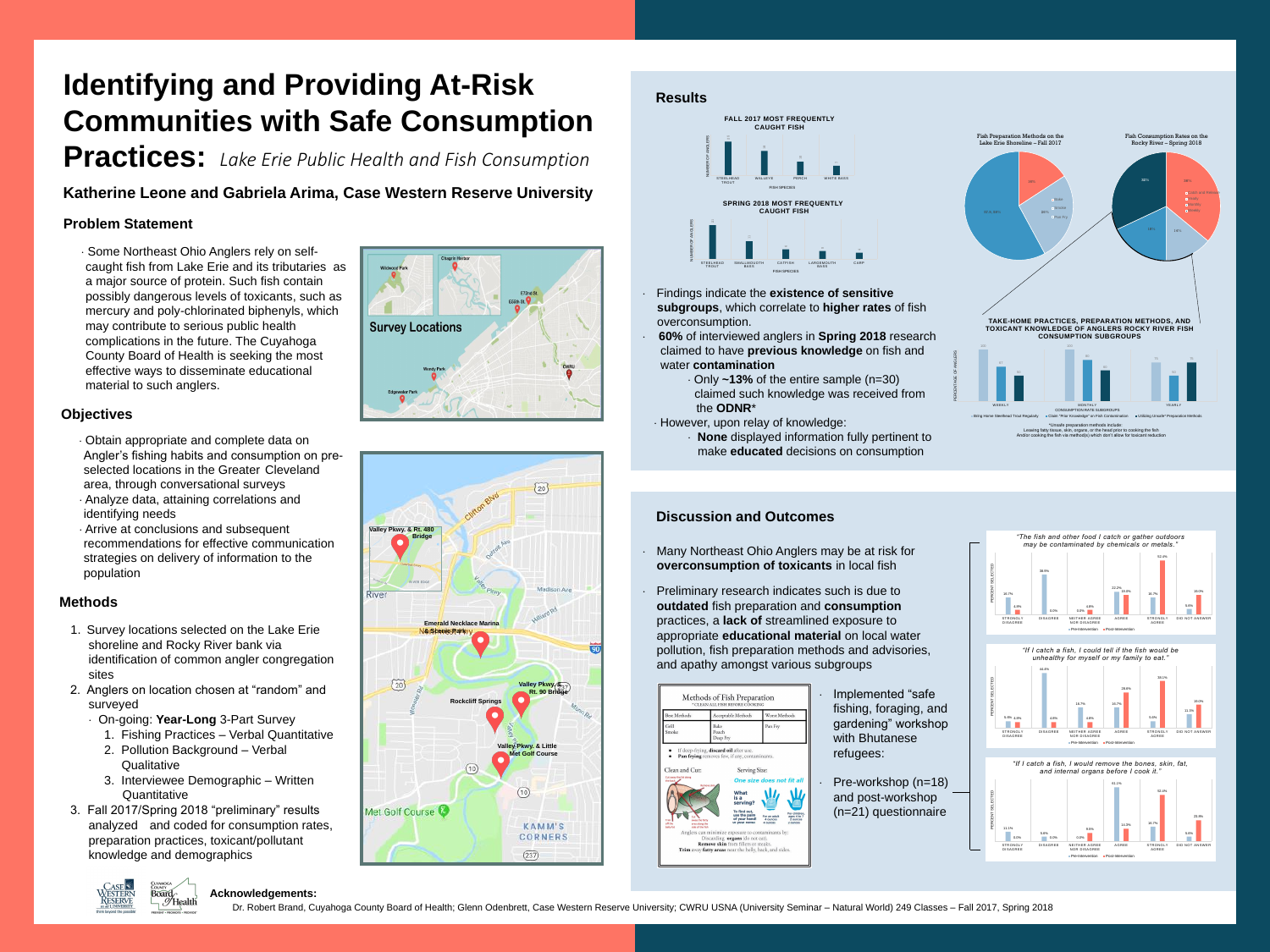# Identifying and Providing At-Risk Communities with Safe Consumption Practices: *Lake Erie Public Health and Fish Consumption*

**Katherine Leone and Gabriela Arima, Case Western Reserve University**

## Problem Statement

· Some Northeast Ohio Anglers rely on self-caught fish from Lake Erie and its tributaries as a major source of protein. Such fish contain possibly dangerous levels of toxicants, such as mercury and poly-chlorinated biphenyls, which may contribute to serious public health complications in the future. The Cuyahoga County Board of Health is seeking the most effective ways to disseminate educational material to such anglers.

Survey Locations

## Objectives

- Obtain appropriate and complete data on Angler's fishing habits and consumption on pre-selected locations in the Greater Cleveland area, through conversational surveys
- Analyze data, attaining correlations and identifying needs
- Arrive at conclusions and subsequent recommendations for effective communication strategies on delivery of information to the population

## Methods

1. Survey locations selected on the Lake Erie shoreline and Rocky River bank via identification of common angler congregation sites
2. Anglers on location chosen at "random" and surveyed
   - On-going: **Year-Long** 3-Part Survey
     1. Fishing Practices – Verbal Quantitative
     2. Pollution Background – Verbal Qualitative
     3. Interviewee Demographic – Written Quantitative
3. Fall 2017/Spring 2018 "preliminary" results analyzed and coded for consumption rates, preparation practices, toxicant/pollutant knowledge and demographics

## Results

FALL 2017 MOST FREQUENTLY CAUGHT FISH

STEELHEAD TROUT, WALLEYE, PERCH, WHITE BASS

SPRING 2018 MOST FREQUENTLY CAUGHT FISH

STEELHEAD TROUT, SMALLMOUTH BASS, CATFISH, LARGEMOUTH BASS, CARP

Fish Preparation Methods on the Lake Erie Shoreline – Fall 2017

Fish Consumption Rates on the Rocky River – Spring 2018

TAKE-HOME PRACTICES, PREPARATION METHODS, AND TOXICANT KNOWLEDGE OF ANGLERS ROCKY RIVER FISH CONSUMPTION SUBGROUPS

WEEKLY, MONTHLY, YEARLY

*Unsafe preparation methods include: Leaving fatty tissue, skin, organs, or the head prior to cooking the fish And/or cooking the fish via method(s) which don't allow for toxicant reduction

- Findings indicate the **existence of sensitive subgroups**, which correlate to **higher rates** of fish overconsumption.
- **60%** of interviewed anglers in **Spring 2018** research claimed to have **previous knowledge** on fish and water **contamination**
  - Only **~13%** of the entire sample (n=30) claimed such knowledge was received from the **ODNR***
- However, upon relay of knowledge:
  - **None** displayed information fully pertinent to make **educated** decisions on consumption

## Discussion and Outcomes

- Many Northeast Ohio Anglers may be at risk for **overconsumption of toxicants** in local fish
- Preliminary research indicates such is due to **outdated** fish preparation and **consumption** practices, a **lack of** streamlined exposure to appropriate **educational material** on local water pollution, fish preparation methods and advisories, and apathy amongst various subgroups

Methods of Fish Preparation

- Implemented "safe fishing, foraging, and gardening" workshop with Bhutanese refugees:
- Pre-workshop (n=18) and post-workshop (n=21) questionnaire

*"The fish and other food I catch or gather outdoors may be contaminated by chemicals or metals."*

*"If I catch a fish, I could tell if the fish would be unhealthy for myself or my family to eat."*

*"If I catch a fish, I would remove the bones, skin, fat, and internal organs before I cook it."*

STRONGLY DISAGREE, DISAGREE, NEITHER AGREE NOR DISAGREE, AGREE, STRONGLY AGREE, DID NOT ANSWER

Pre-Intervention, Post-Intervention

**Acknowledgements:**

Dr. Robert Brand, Cuyahoga County Board of Health; Glenn Odenbrett, Case Western Reserve University; CWRU USNA (University Seminar – Natural World) 249 Classes – Fall 2017, Spring 2018